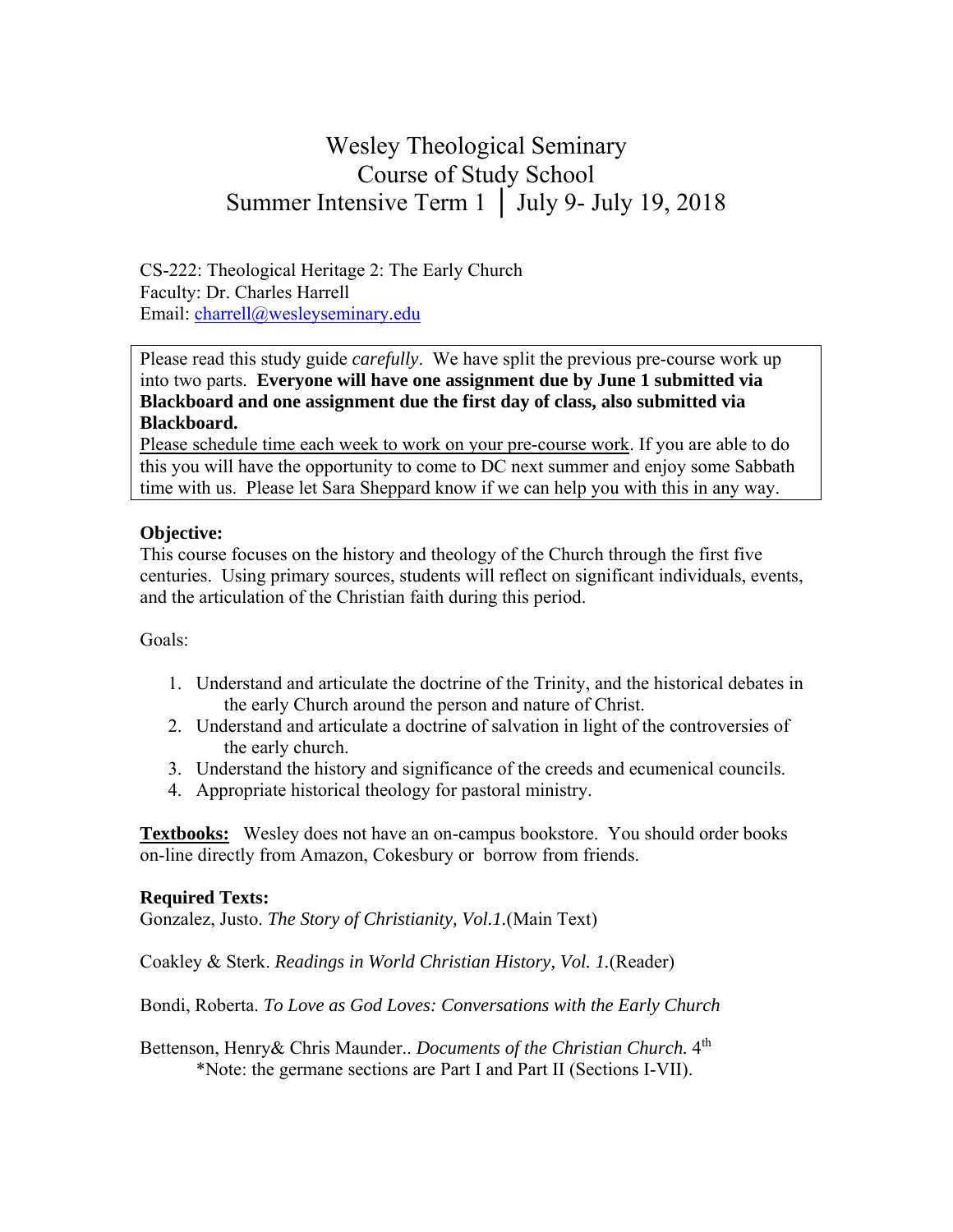# Wesley Theological Seminary
# Course of Study School
# Summer Intensive Term 1 │ July 9- July 19, 2018

CS-222: Theological Heritage 2: The Early Church
Faculty: Dr. Charles Harrell
Email: charrell@wesleyseminary.edu

Please read this study guide *carefully*. We have split the previous pre-course work up into two parts. **Everyone will have one assignment due by June 1 submitted via Blackboard and one assignment due the first day of class, also submitted via Blackboard.**
Please schedule time each week to work on your pre-course work. If you are able to do this you will have the opportunity to come to DC next summer and enjoy some Sabbath time with us. Please let Sara Sheppard know if we can help you with this in any way.

**Objective:**
This course focuses on the history and theology of the Church through the first five centuries. Using primary sources, students will reflect on significant individuals, events, and the articulation of the Christian faith during this period.

Goals:

1. Understand and articulate the doctrine of the Trinity, and the historical debates in the early Church around the person and nature of Christ.
2. Understand and articulate a doctrine of salvation in light of the controversies of the early church.
3. Understand the history and significance of the creeds and ecumenical councils.
4. Appropriate historical theology for pastoral ministry.

**Textbooks:** Wesley does not have an on-campus bookstore. You should order books on-line directly from Amazon, Cokesbury or borrow from friends.

**Required Texts:**
Gonzalez, Justo. *The Story of Christianity, Vol.1.*(Main Text)

Coakley & Sterk. *Readings in World Christian History, Vol. 1.*(Reader)

Bondi, Roberta. *To Love as God Loves: Conversations with the Early Church*

Bettenson, Henry& Chris Maunder.. *Documents of the Christian Church.* 4th
    *Note: the germane sections are Part I and Part II (Sections I-VII).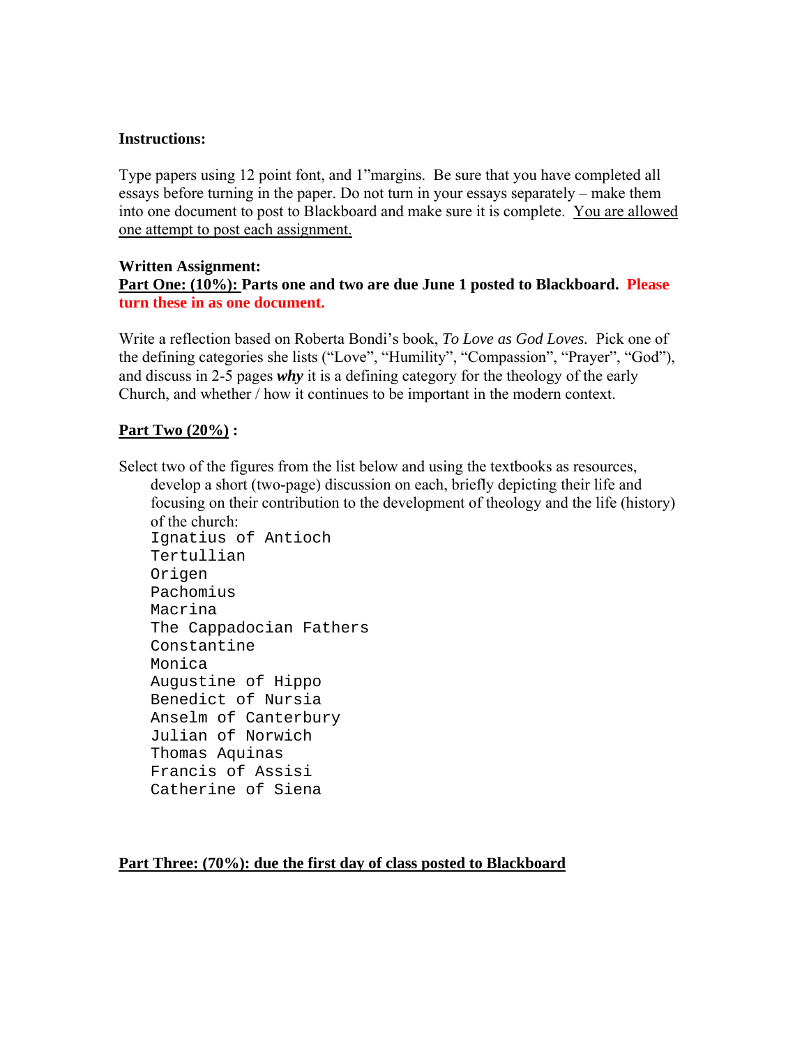**Instructions:**

Type papers using 12 point font, and 1"margins. Be sure that you have completed all essays before turning in the paper. Do not turn in your essays separately – make them into one document to post to Blackboard and make sure it is complete. <u>You are allowed one attempt to post each assignment.</u>

**Written Assignment:**

**<u>Part One: (10%):</u> Parts one and two are due June 1 posted to Blackboard. Please turn these in as one document.**

Write a reflection based on Roberta Bondi's book, *To Love as God Loves.* Pick one of the defining categories she lists ("Love", "Humility", "Compassion", "Prayer", "God"), and discuss in 2-5 pages ***why*** it is a defining category for the theology of the early Church, and whether / how it continues to be important in the modern context.

**<u>Part Two (20%)</u> :**

Select two of the figures from the list below and using the textbooks as resources, develop a short (two-page) discussion on each, briefly depicting their life and focusing on their contribution to the development of theology and the life (history) of the church:

```
Ignatius of Antioch
Tertullian
Origen
Pachomius
Macrina
The Cappadocian Fathers
Constantine
Monica
Augustine of Hippo
Benedict of Nursia
Anselm of Canterbury
Julian of Norwich
Thomas Aquinas
Francis of Assisi
Catherine of Siena
```

**<u>Part Three: (70%): due the first day of class posted to Blackboard</u>**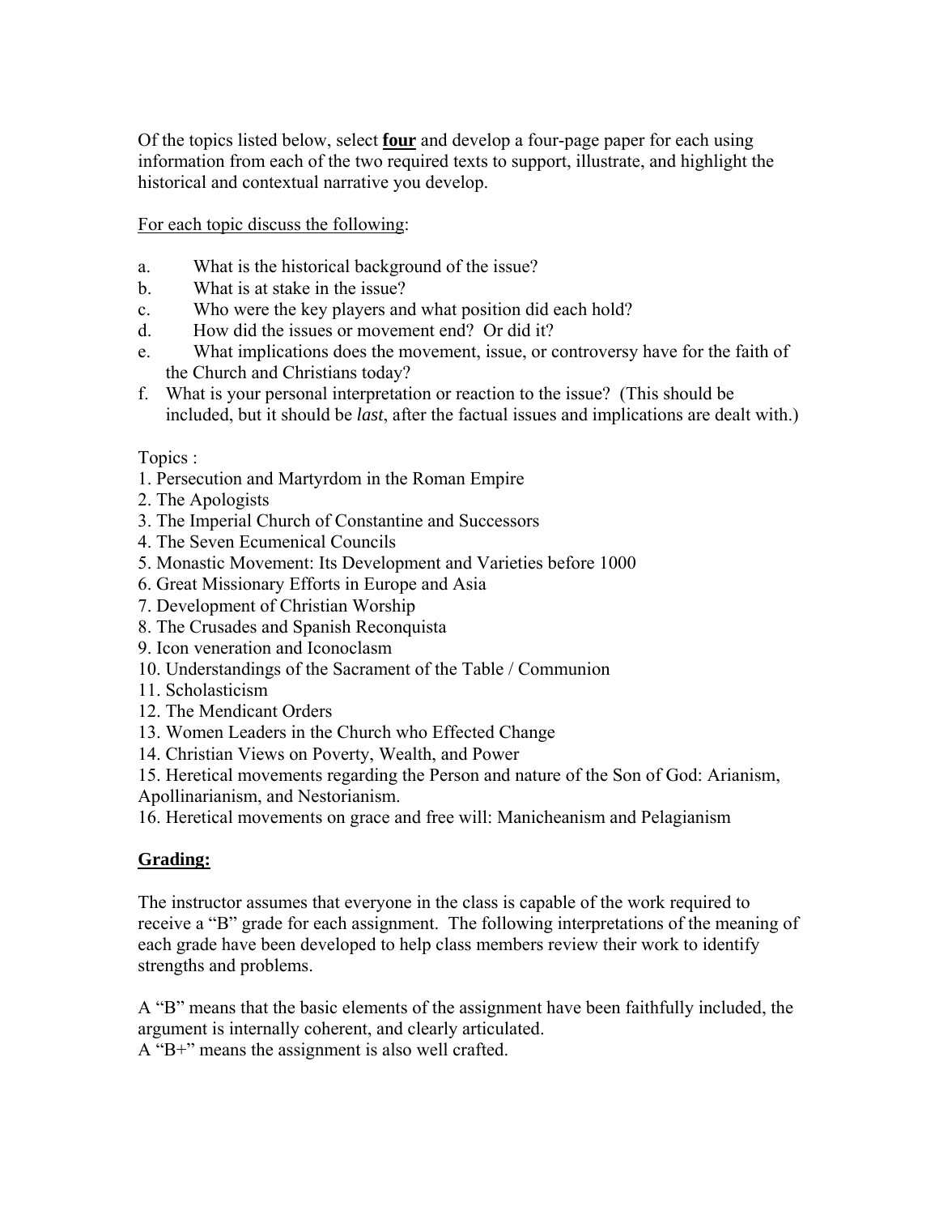Of the topics listed below, select **four** and develop a four-page paper for each using information from each of the two required texts to support, illustrate, and highlight the historical and contextual narrative you develop.

For each topic discuss the following:

a. What is the historical background of the issue?
b. What is at stake in the issue?
c. Who were the key players and what position did each hold?
d. How did the issues or movement end? Or did it?
e. What implications does the movement, issue, or controversy have for the faith of the Church and Christians today?
f. What is your personal interpretation or reaction to the issue? (This should be included, but it should be *last*, after the factual issues and implications are dealt with.)

Topics :

1. Persecution and Martyrdom in the Roman Empire
2. The Apologists
3. The Imperial Church of Constantine and Successors
4. The Seven Ecumenical Councils
5. Monastic Movement: Its Development and Varieties before 1000
6. Great Missionary Efforts in Europe and Asia
7. Development of Christian Worship
8. The Crusades and Spanish Reconquista
9. Icon veneration and Iconoclasm
10. Understandings of the Sacrament of the Table / Communion
11. Scholasticism
12. The Mendicant Orders
13. Women Leaders in the Church who Effected Change
14. Christian Views on Poverty, Wealth, and Power
15. Heretical movements regarding the Person and nature of the Son of God: Arianism, Apollinarianism, and Nestorianism.
16. Heretical movements on grace and free will: Manicheanism and Pelagianism

## Grading:

The instructor assumes that everyone in the class is capable of the work required to receive a "B" grade for each assignment. The following interpretations of the meaning of each grade have been developed to help class members review their work to identify strengths and problems.

A "B" means that the basic elements of the assignment have been faithfully included, the argument is internally coherent, and clearly articulated.
A "B+" means the assignment is also well crafted.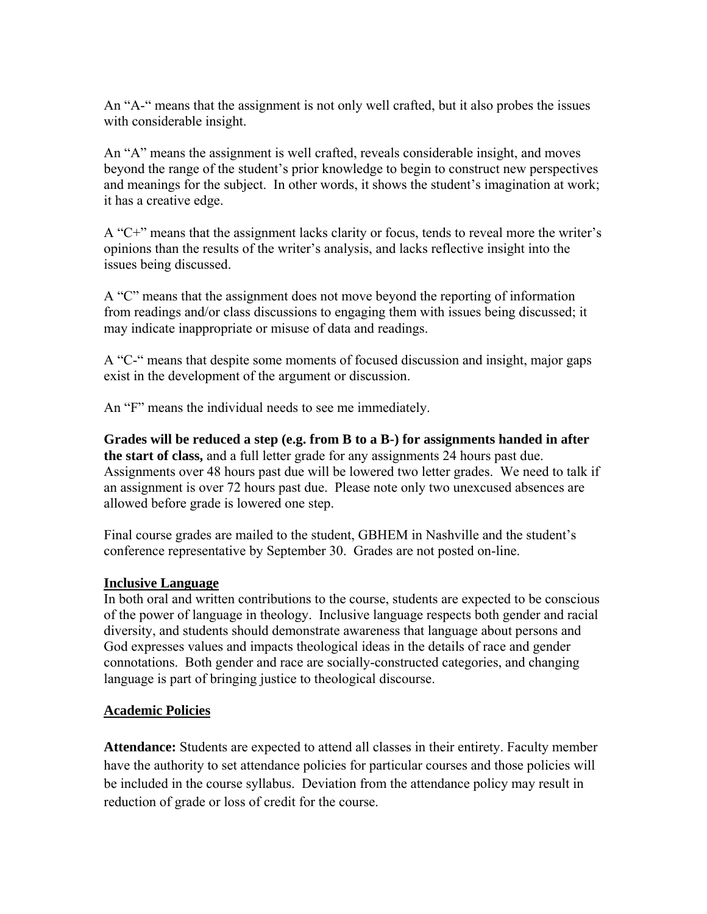An "A-" means that the assignment is not only well crafted, but it also probes the issues with considerable insight.

An "A" means the assignment is well crafted, reveals considerable insight, and moves beyond the range of the student's prior knowledge to begin to construct new perspectives and meanings for the subject. In other words, it shows the student's imagination at work; it has a creative edge.

A "C+" means that the assignment lacks clarity or focus, tends to reveal more the writer's opinions than the results of the writer's analysis, and lacks reflective insight into the issues being discussed.

A "C" means that the assignment does not move beyond the reporting of information from readings and/or class discussions to engaging them with issues being discussed; it may indicate inappropriate or misuse of data and readings.

A "C-" means that despite some moments of focused discussion and insight, major gaps exist in the development of the argument or discussion.

An "F" means the individual needs to see me immediately.

**Grades will be reduced a step (e.g. from B to a B-) for assignments handed in after the start of class,** and a full letter grade for any assignments 24 hours past due. Assignments over 48 hours past due will be lowered two letter grades. We need to talk if an assignment is over 72 hours past due. Please note only two unexcused absences are allowed before grade is lowered one step.

Final course grades are mailed to the student, GBHEM in Nashville and the student's conference representative by September 30. Grades are not posted on-line.

## Inclusive Language

In both oral and written contributions to the course, students are expected to be conscious of the power of language in theology. Inclusive language respects both gender and racial diversity, and students should demonstrate awareness that language about persons and God expresses values and impacts theological ideas in the details of race and gender connotations. Both gender and race are socially-constructed categories, and changing language is part of bringing justice to theological discourse.

## Academic Policies

**Attendance:** Students are expected to attend all classes in their entirety. Faculty member have the authority to set attendance policies for particular courses and those policies will be included in the course syllabus. Deviation from the attendance policy may result in reduction of grade or loss of credit for the course.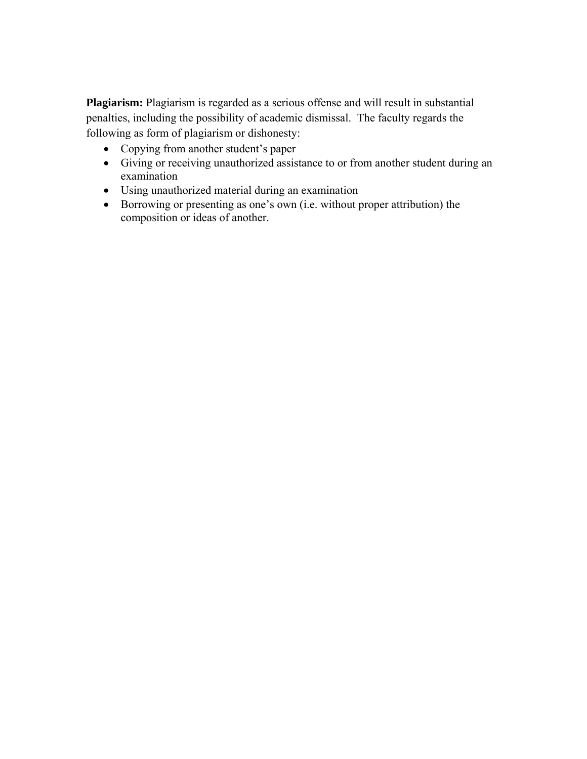**Plagiarism:** Plagiarism is regarded as a serious offense and will result in substantial penalties, including the possibility of academic dismissal. The faculty regards the following as form of plagiarism or dishonesty:

- Copying from another student's paper
- Giving or receiving unauthorized assistance to or from another student during an examination
- Using unauthorized material during an examination
- Borrowing or presenting as one's own (i.e. without proper attribution) the composition or ideas of another.